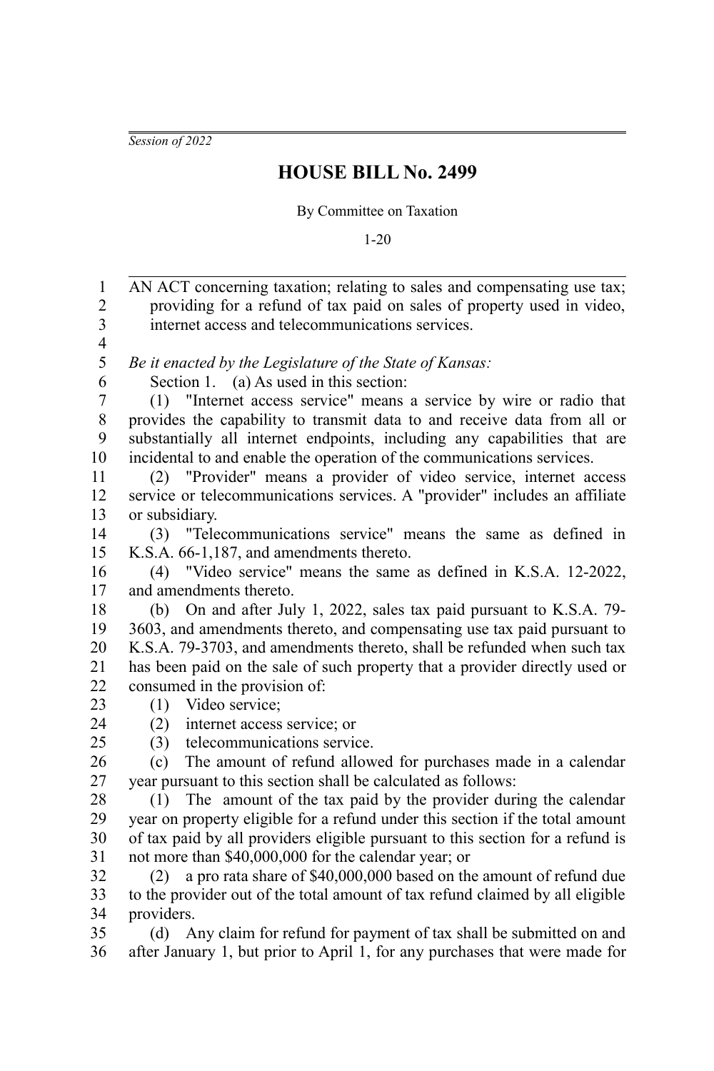*Session of 2022*

# HOUSE BILL No. 2499

By Committee on Taxation

1-20

AN ACT concerning taxation; relating to sales and compensating use tax; providing for a refund of tax paid on sales of property used in video, internet access and telecommunications services.

*Be it enacted by the Legislature of the State of Kansas:*

Section 1. (a) As used in this section:

(1) "Internet access service" means a service by wire or radio that provides the capability to transmit data to and receive data from all or substantially all internet endpoints, including any capabilities that are incidental to and enable the operation of the communications services.

(2) "Provider" means a provider of video service, internet access service or telecommunications services. A "provider" includes an affiliate or subsidiary.

(3) "Telecommunications service" means the same as defined in K.S.A. 66-1,187, and amendments thereto.

(4) "Video service" means the same as defined in K.S.A. 12-2022, and amendments thereto.

(b) On and after July 1, 2022, sales tax paid pursuant to K.S.A. 79-3603, and amendments thereto, and compensating use tax paid pursuant to K.S.A. 79-3703, and amendments thereto, shall be refunded when such tax has been paid on the sale of such property that a provider directly used or consumed in the provision of:

(1) Video service;

(2) internet access service; or

(3) telecommunications service.

(c) The amount of refund allowed for purchases made in a calendar year pursuant to this section shall be calculated as follows:

(1) The amount of the tax paid by the provider during the calendar year on property eligible for a refund under this section if the total amount of tax paid by all providers eligible pursuant to this section for a refund is not more than $40,000,000 for the calendar year; or

(2) a pro rata share of $40,000,000 based on the amount of refund due to the provider out of the total amount of tax refund claimed by all eligible providers.

(d) Any claim for refund for payment of tax shall be submitted on and after January 1, but prior to April 1, for any purchases that were made for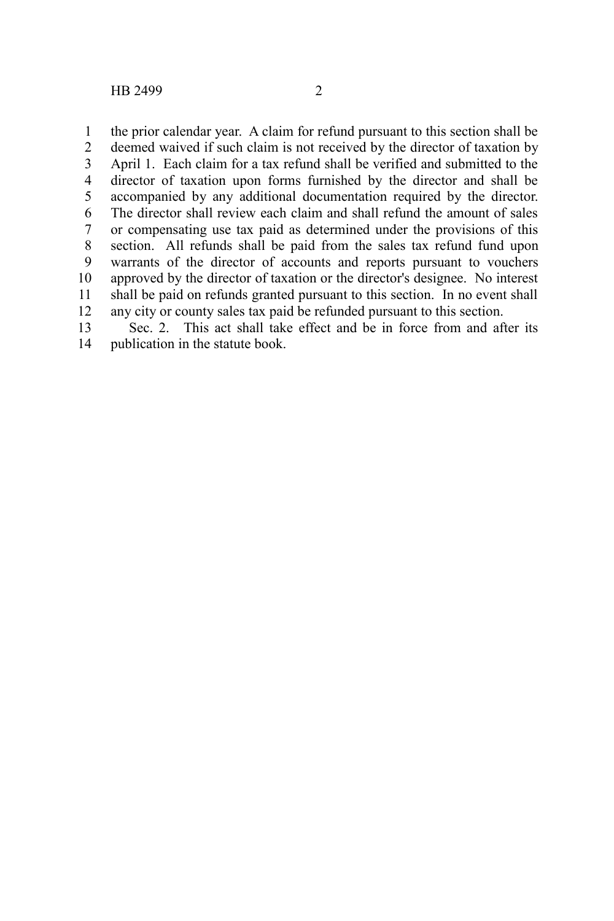the prior calendar year. A claim for refund pursuant to this section shall be deemed waived if such claim is not received by the director of taxation by April 1. Each claim for a tax refund shall be verified and submitted to the director of taxation upon forms furnished by the director and shall be accompanied by any additional documentation required by the director. The director shall review each claim and shall refund the amount of sales or compensating use tax paid as determined under the provisions of this section. All refunds shall be paid from the sales tax refund fund upon warrants of the director of accounts and reports pursuant to vouchers approved by the director of taxation or the director's designee. No interest shall be paid on refunds granted pursuant to this section. In no event shall any city or county sales tax paid be refunded pursuant to this section.

Sec. 2. This act shall take effect and be in force from and after its publication in the statute book.